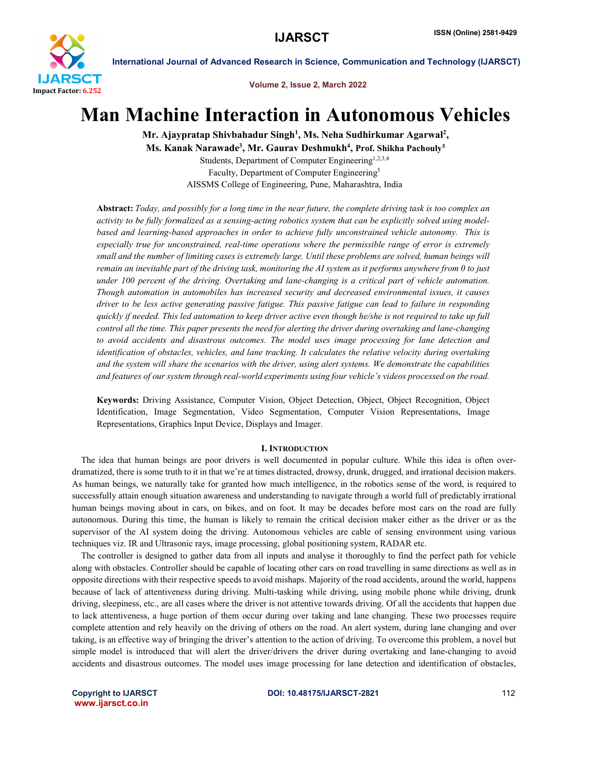# Man Machine Interaction in Autonomous Vehicles

**Mr. Ajaypratap Shivbahadur Singh[1], Ms. Neha Sudhirkumar Agarwal[2], Ms. Kanak Narawade[3], Mr. Gaurav Deshmukh[4], Prof. Shikha Pachouly[5]**

Students, Department of Computer Engineering[1,2,3,4]

Faculty, Department of Computer Engineering[5]

AISSMS College of Engineering, Pune, Maharashtra, India

**Abstract:** *Today, and possibly for a long time in the near future, the complete driving task is too complex an activity to be fully formalized as a sensing-acting robotics system that can be explicitly solved using model-based and learning-based approaches in order to achieve fully unconstrained vehicle autonomy. This is especially true for unconstrained, real-time operations where the permissible range of error is extremely small and the number of limiting cases is extremely large. Until these problems are solved, human beings will remain an inevitable part of the driving task, monitoring the AI system as it performs anywhere from 0 to just under 100 percent of the driving. Overtaking and lane-changing is a critical part of vehicle automation. Though automation in automobiles has increased security and decreased environmental issues, it causes driver to be less active generating passive fatigue. This passive fatigue can lead to failure in responding quickly if needed. This led automation to keep driver active even though he/she is not required to take up full control all the time. This paper presents the need for alerting the driver during overtaking and lane-changing to avoid accidents and disastrous outcomes. The model uses image processing for lane detection and identification of obstacles, vehicles, and lane tracking. It calculates the relative velocity during overtaking and the system will share the scenarios with the driver, using alert systems. We demonstrate the capabilities and features of our system through real-world experiments using four vehicle's videos processed on the road.*

**Keywords:** Driving Assistance, Computer Vision, Object Detection, Object, Object Recognition, Object Identification, Image Segmentation, Video Segmentation, Computer Vision Representations, Image Representations, Graphics Input Device, Displays and Imager.

## I. Introduction

The idea that human beings are poor drivers is well documented in popular culture. While this idea is often over-dramatized, there is some truth to it in that we're at times distracted, drowsy, drunk, drugged, and irrational decision makers. As human beings, we naturally take for granted how much intelligence, in the robotics sense of the word, is required to successfully attain enough situation awareness and understanding to navigate through a world full of predictably irrational human beings moving about in cars, on bikes, and on foot. It may be decades before most cars on the road are fully autonomous. During this time, the human is likely to remain the critical decision maker either as the driver or as the supervisor of the AI system doing the driving. Autonomous vehicles are cable of sensing environment using various techniques viz. IR and Ultrasonic rays, image processing, global positioning system, RADAR etc.

The controller is designed to gather data from all inputs and analyse it thoroughly to find the perfect path for vehicle along with obstacles. Controller should be capable of locating other cars on road travelling in same directions as well as in opposite directions with their respective speeds to avoid mishaps. Majority of the road accidents, around the world, happens because of lack of attentiveness during driving. Multi-tasking while driving, using mobile phone while driving, drunk driving, sleepiness, etc., are all cases where the driver is not attentive towards driving. Of all the accidents that happen due to lack attentiveness, a huge portion of them occur during over taking and lane changing. These two processes require complete attention and rely heavily on the driving of others on the road. An alert system, during lane changing and over taking, is an effective way of bringing the driver's attention to the action of driving. To overcome this problem, a novel but simple model is introduced that will alert the driver/drivers the driver during overtaking and lane-changing to avoid accidents and disastrous outcomes. The model uses image processing for lane detection and identification of obstacles,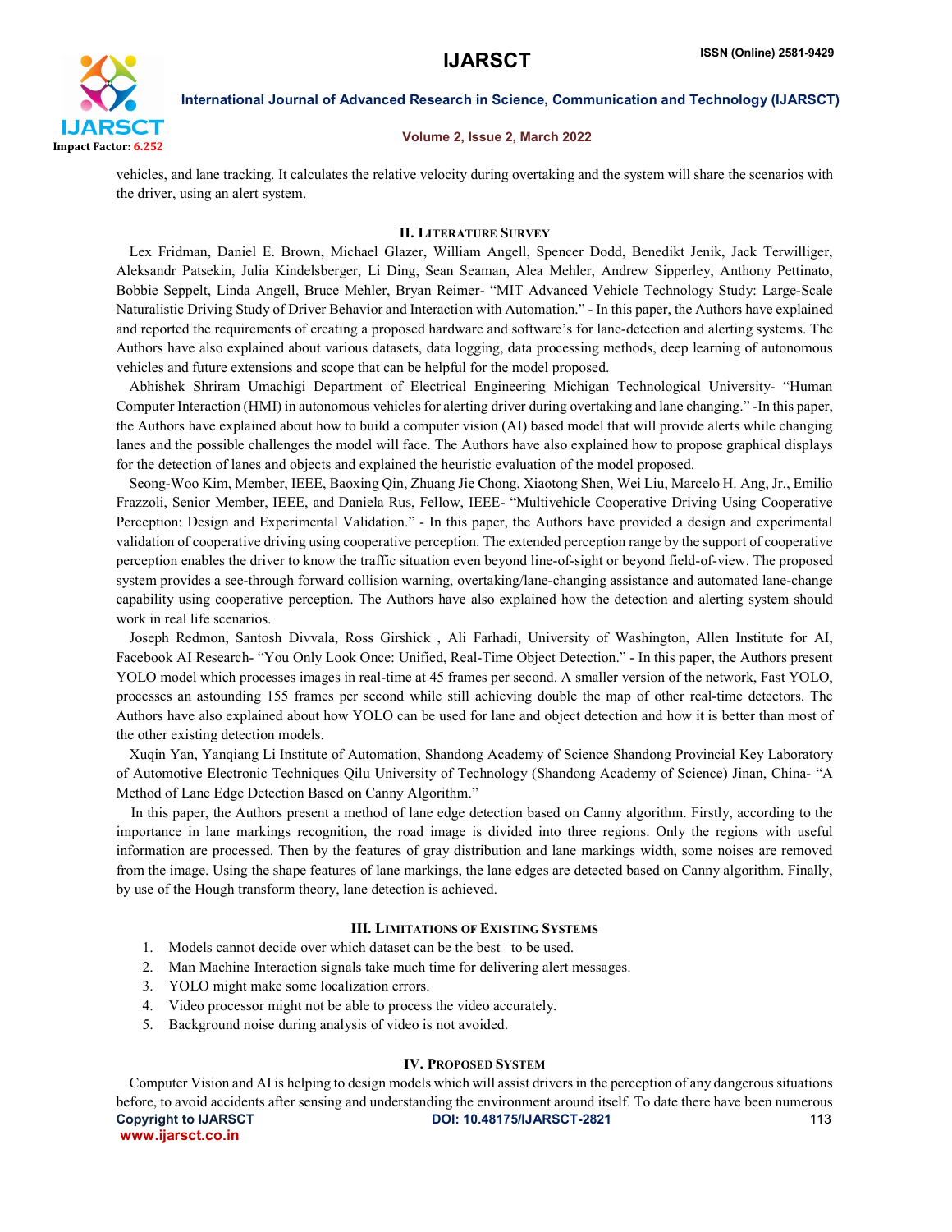vehicles, and lane tracking. It calculates the relative velocity during overtaking and the system will share the scenarios with the driver, using an alert system.

## II. Literature Survey

Lex Fridman, Daniel E. Brown, Michael Glazer, William Angell, Spencer Dodd, Benedikt Jenik, Jack Terwilliger, Aleksandr Patsekin, Julia Kindelsberger, Li Ding, Sean Seaman, Alea Mehler, Andrew Sipperley, Anthony Pettinato, Bobbie Seppelt, Linda Angell, Bruce Mehler, Bryan Reimer- "MIT Advanced Vehicle Technology Study: Large-Scale Naturalistic Driving Study of Driver Behavior and Interaction with Automation." - In this paper, the Authors have explained and reported the requirements of creating a proposed hardware and software's for lane-detection and alerting systems. The Authors have also explained about various datasets, data logging, data processing methods, deep learning of autonomous vehicles and future extensions and scope that can be helpful for the model proposed.

Abhishek Shriram Umachigi Department of Electrical Engineering Michigan Technological University- "Human Computer Interaction (HMI) in autonomous vehicles for alerting driver during overtaking and lane changing." -In this paper, the Authors have explained about how to build a computer vision (AI) based model that will provide alerts while changing lanes and the possible challenges the model will face. The Authors have also explained how to propose graphical displays for the detection of lanes and objects and explained the heuristic evaluation of the model proposed.

Seong-Woo Kim, Member, IEEE, Baoxing Qin, Zhuang Jie Chong, Xiaotong Shen, Wei Liu, Marcelo H. Ang, Jr., Emilio Frazzoli, Senior Member, IEEE, and Daniela Rus, Fellow, IEEE- "Multivehicle Cooperative Driving Using Cooperative Perception: Design and Experimental Validation." - In this paper, the Authors have provided a design and experimental validation of cooperative driving using cooperative perception. The extended perception range by the support of cooperative perception enables the driver to know the traffic situation even beyond line-of-sight or beyond field-of-view. The proposed system provides a see-through forward collision warning, overtaking/lane-changing assistance and automated lane-change capability using cooperative perception. The Authors have also explained how the detection and alerting system should work in real life scenarios.

Joseph Redmon, Santosh Divvala, Ross Girshick , Ali Farhadi, University of Washington, Allen Institute for AI, Facebook AI Research- "You Only Look Once: Unified, Real-Time Object Detection." - In this paper, the Authors present YOLO model which processes images in real-time at 45 frames per second. A smaller version of the network, Fast YOLO, processes an astounding 155 frames per second while still achieving double the map of other real-time detectors. The Authors have also explained about how YOLO can be used for lane and object detection and how it is better than most of the other existing detection models.

Xuqin Yan, Yanqiang Li Institute of Automation, Shandong Academy of Science Shandong Provincial Key Laboratory of Automotive Electronic Techniques Qilu University of Technology (Shandong Academy of Science) Jinan, China- "A Method of Lane Edge Detection Based on Canny Algorithm."

In this paper, the Authors present a method of lane edge detection based on Canny algorithm. Firstly, according to the importance in lane markings recognition, the road image is divided into three regions. Only the regions with useful information are processed. Then by the features of gray distribution and lane markings width, some noises are removed from the image. Using the shape features of lane markings, the lane edges are detected based on Canny algorithm. Finally, by use of the Hough transform theory, lane detection is achieved.

## III. Limitations of Existing Systems

1. Models cannot decide over which dataset can be the best to be used.
2. Man Machine Interaction signals take much time for delivering alert messages.
3. YOLO might make some localization errors.
4. Video processor might not be able to process the video accurately.
5. Background noise during analysis of video is not avoided.

## IV. Proposed System

Computer Vision and AI is helping to design models which will assist drivers in the perception of any dangerous situations before, to avoid accidents after sensing and understanding the environment around itself. To date there have been numerous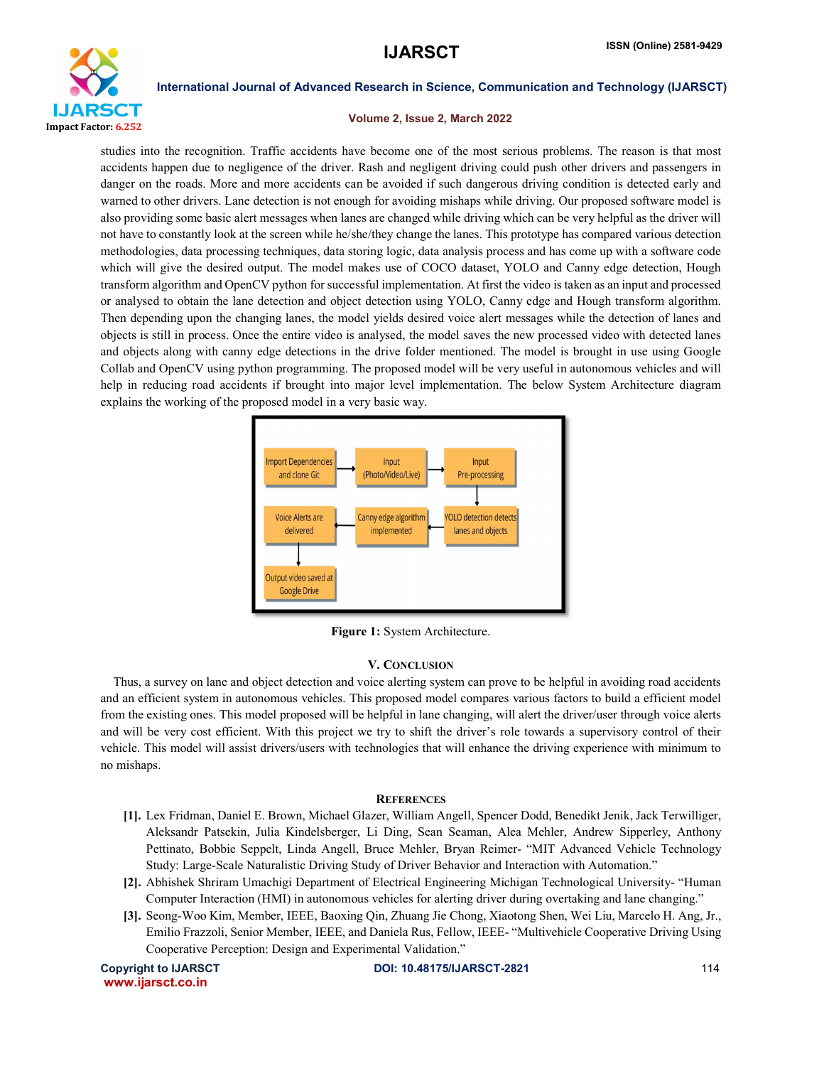studies into the recognition. Traffic accidents have become one of the most serious problems. The reason is that most accidents happen due to negligence of the driver. Rash and negligent driving could push other drivers and passengers in danger on the roads. More and more accidents can be avoided if such dangerous driving condition is detected early and warned to other drivers. Lane detection is not enough for avoiding mishaps while driving. Our proposed software model is also providing some basic alert messages when lanes are changed while driving which can be very helpful as the driver will not have to constantly look at the screen while he/she/they change the lanes. This prototype has compared various detection methodologies, data processing techniques, data storing logic, data analysis process and has come up with a software code which will give the desired output. The model makes use of COCO dataset, YOLO and Canny edge detection, Hough transform algorithm and OpenCV python for successful implementation. At first the video is taken as an input and processed or analysed to obtain the lane detection and object detection using YOLO, Canny edge and Hough transform algorithm. Then depending upon the changing lanes, the model yields desired voice alert messages while the detection of lanes and objects is still in process. Once the entire video is analysed, the model saves the new processed video with detected lanes and objects along with canny edge detections in the drive folder mentioned. The model is brought in use using Google Collab and OpenCV using python programming. The proposed model will be very useful in autonomous vehicles and will help in reducing road accidents if brought into major level implementation. The below System Architecture diagram explains the working of the proposed model in a very basic way.

Import Dependencies and clone Git → Input (Photo/Video/Live) → Input Pre-processing → YOLO detection detects lanes and objects → Canny edge algorithm implemented → Voice Alerts are delivered → Output video saved at Google Drive

**Figure 1:** System Architecture.

## V. Conclusion

Thus, a survey on lane and object detection and voice alerting system can prove to be helpful in avoiding road accidents and an efficient system in autonomous vehicles. This proposed model compares various factors to build a efficient model from the existing ones. This model proposed will be helpful in lane changing, will alert the driver/user through voice alerts and will be very cost efficient. With this project we try to shift the driver's role towards a supervisory control of their vehicle. This model will assist drivers/users with technologies that will enhance the driving experience with minimum to no mishaps.

## References

- **[1].** Lex Fridman, Daniel E. Brown, Michael Glazer, William Angell, Spencer Dodd, Benedikt Jenik, Jack Terwilliger, Aleksandr Patsekin, Julia Kindelsberger, Li Ding, Sean Seaman, Alea Mehler, Andrew Sipperley, Anthony Pettinato, Bobbie Seppelt, Linda Angell, Bruce Mehler, Bryan Reimer- "MIT Advanced Vehicle Technology Study: Large-Scale Naturalistic Driving Study of Driver Behavior and Interaction with Automation."
- **[2].** Abhishek Shriram Umachigi Department of Electrical Engineering Michigan Technological University- "Human Computer Interaction (HMI) in autonomous vehicles for alerting driver during overtaking and lane changing."
- **[3].** Seong-Woo Kim, Member, IEEE, Baoxing Qin, Zhuang Jie Chong, Xiaotong Shen, Wei Liu, Marcelo H. Ang, Jr., Emilio Frazzoli, Senior Member, IEEE, and Daniela Rus, Fellow, IEEE- "Multivehicle Cooperative Driving Using Cooperative Perception: Design and Experimental Validation."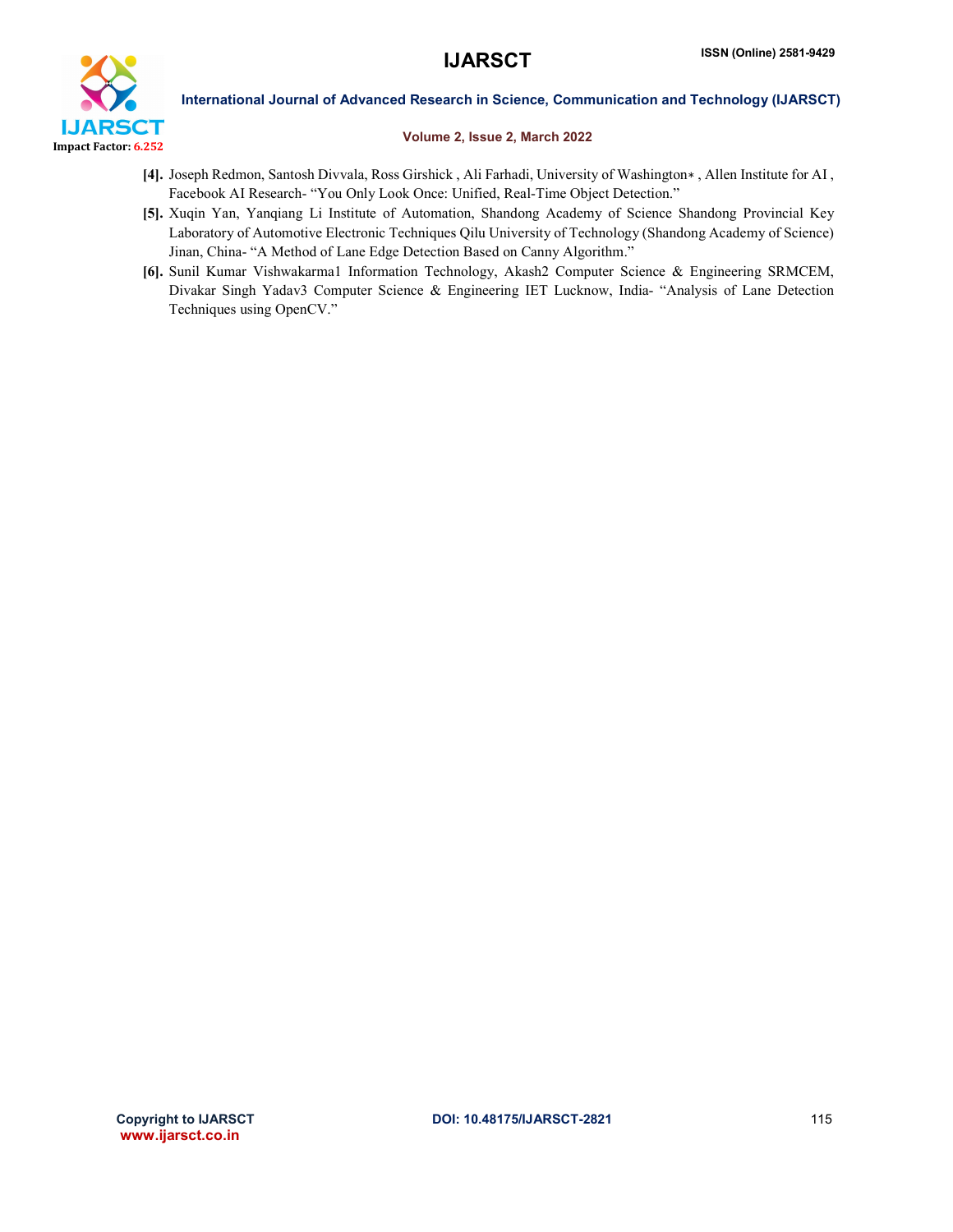**[4].** Joseph Redmon, Santosh Divvala, Ross Girshick , Ali Farhadi, University of Washington∗ , Allen Institute for AI , Facebook AI Research- "You Only Look Once: Unified, Real-Time Object Detection."

**[5].** Xuqin Yan, Yanqiang Li Institute of Automation, Shandong Academy of Science Shandong Provincial Key Laboratory of Automotive Electronic Techniques Qilu University of Technology (Shandong Academy of Science) Jinan, China- "A Method of Lane Edge Detection Based on Canny Algorithm."

**[6].** Sunil Kumar Vishwakarma1 Information Technology, Akash2 Computer Science & Engineering SRMCEM, Divakar Singh Yadav3 Computer Science & Engineering IET Lucknow, India- "Analysis of Lane Detection Techniques using OpenCV."